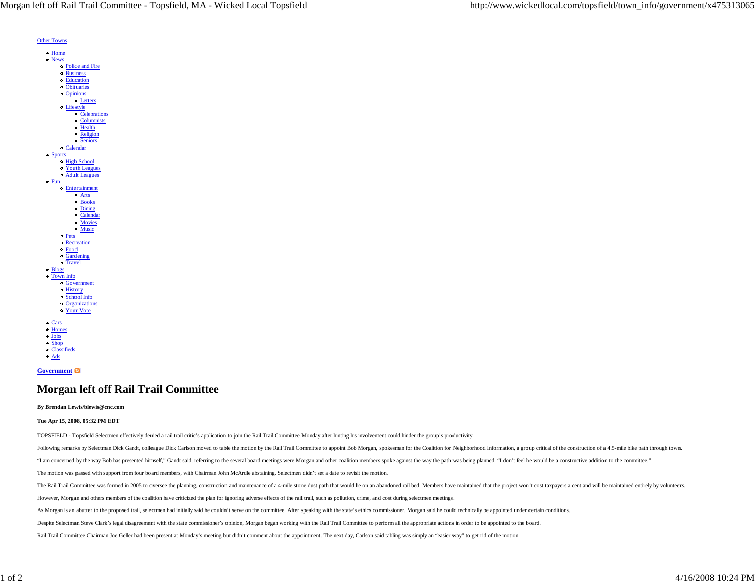Other Towns

- Home
- News
  - Police and Fire
  - Business
  - Education
  - Obituaries
  - Opinions
    - Letters
  - Lifestyle
    - Celebrations
    - Columnists
    - Health
    - Religion
    - Seniors
  - Calendar
- Sports
  - High School
  - Youth Leagues
  - Adult Leagues
- Fun
  - Entertainment
    - Arts
    - Books
    - Dining
    - Calendar
    - Movies
    - Music
  - Pets
  - Recreation
  - Food
  - Gardening
  - Travel
- Blogs
- Town Info
  - Government
  - History
  - School Info
  - Organizations
  - Your Vote

- Cars
- Homes
- Jobs
- Shop
- Classifieds
- Ads

**Government**

# Morgan left off Rail Trail Committee

**By Brendan Lewis/blewis@cnc.com**

**Tue Apr 15, 2008, 05:32 PM EDT**

TOPSFIELD - Topsfield Selectmen effectively denied a rail trail critic's application to join the Rail Trail Committee Monday after hinting his involvement could hinder the group's productivity.

Following remarks by Selectman Dick Gandt, colleague Dick Carlson moved to table the motion by the Rail Trail Committee to appoint Bob Morgan, spokesman for the Coalition for Neighborhood Information, a group critical of the construction of a 4.5-mile bike path through town.

"I am concerned by the way Bob has presented himself," Gandt said, referring to the several board meetings were Morgan and other coalition members spoke against the way the path was being planned. "I don't feel he would be a constructive addition to the committee."

The motion was passed with support from four board members, with Chairman John McArdle abstaining. Selectmen didn't set a date to revisit the motion.

The Rail Trail Committee was formed in 2005 to oversee the planning, construction and maintenance of a 4-mile stone dust path that would lie on an abandoned rail bed. Members have maintained that the project won't cost taxpayers a cent and will be maintained entirely by volunteers.

However, Morgan and others members of the coalition have criticized the plan for ignoring adverse effects of the rail trail, such as pollution, crime, and cost during selectmen meetings.

As Morgan is an abutter to the proposed trail, selectmen had initially said he couldn't serve on the committee. After speaking with the state's ethics commissioner, Morgan said he could technically be appointed under certain conditions.

Despite Selectman Steve Clark's legal disagreement with the state commissioner's opinion, Morgan began working with the Rail Trail Committee to perform all the appropriate actions in order to be appointed to the board.

Rail Trail Committee Chairman Joe Geller had been present at Monday's meeting but didn't comment about the appointment. The next day, Carlson said tabling was simply an "easier way" to get rid of the motion.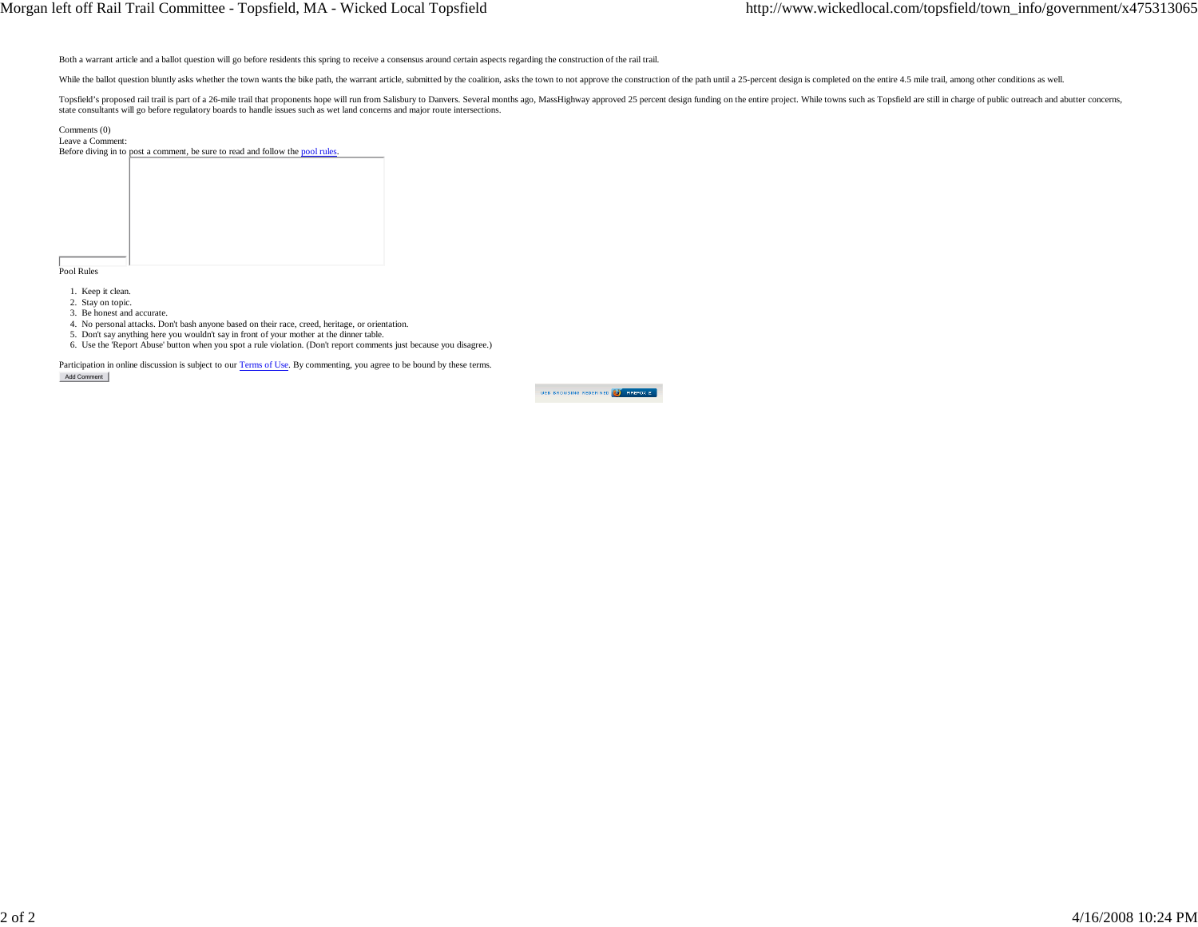Both a warrant article and a ballot question will go before residents this spring to receive a consensus around certain aspects regarding the construction of the rail trail.

While the ballot question bluntly asks whether the town wants the bike path, the warrant article, submitted by the coalition, asks the town to not approve the construction of the path until a 25-percent design is completed on the entire 4.5 mile trail, among other conditions as well.

Topsfield's proposed rail trail is part of a 26-mile trail that proponents hope will run from Salisbury to Danvers. Several months ago, MassHighway approved 25 percent design funding on the entire project. While towns such as Topsfield are still in charge of public outreach and abutter concerns, state consultants will go before regulatory boards to handle issues such as wet land concerns and major route intersections.

Comments (0)
Leave a Comment:
Before diving in to post a comment, be sure to read and follow the pool rules.

Pool Rules

1. Keep it clean.
2. Stay on topic.
3. Be honest and accurate.
4. No personal attacks. Don't bash anyone based on their race, creed, heritage, or orientation.
5. Don't say anything here you wouldn't say in front of your mother at the dinner table.
6. Use the 'Report Abuse' button when you spot a rule violation. (Don't report comments just because you disagree.)

Participation in online discussion is subject to our Terms of Use. By commenting, you agree to be bound by these terms.

Add Comment